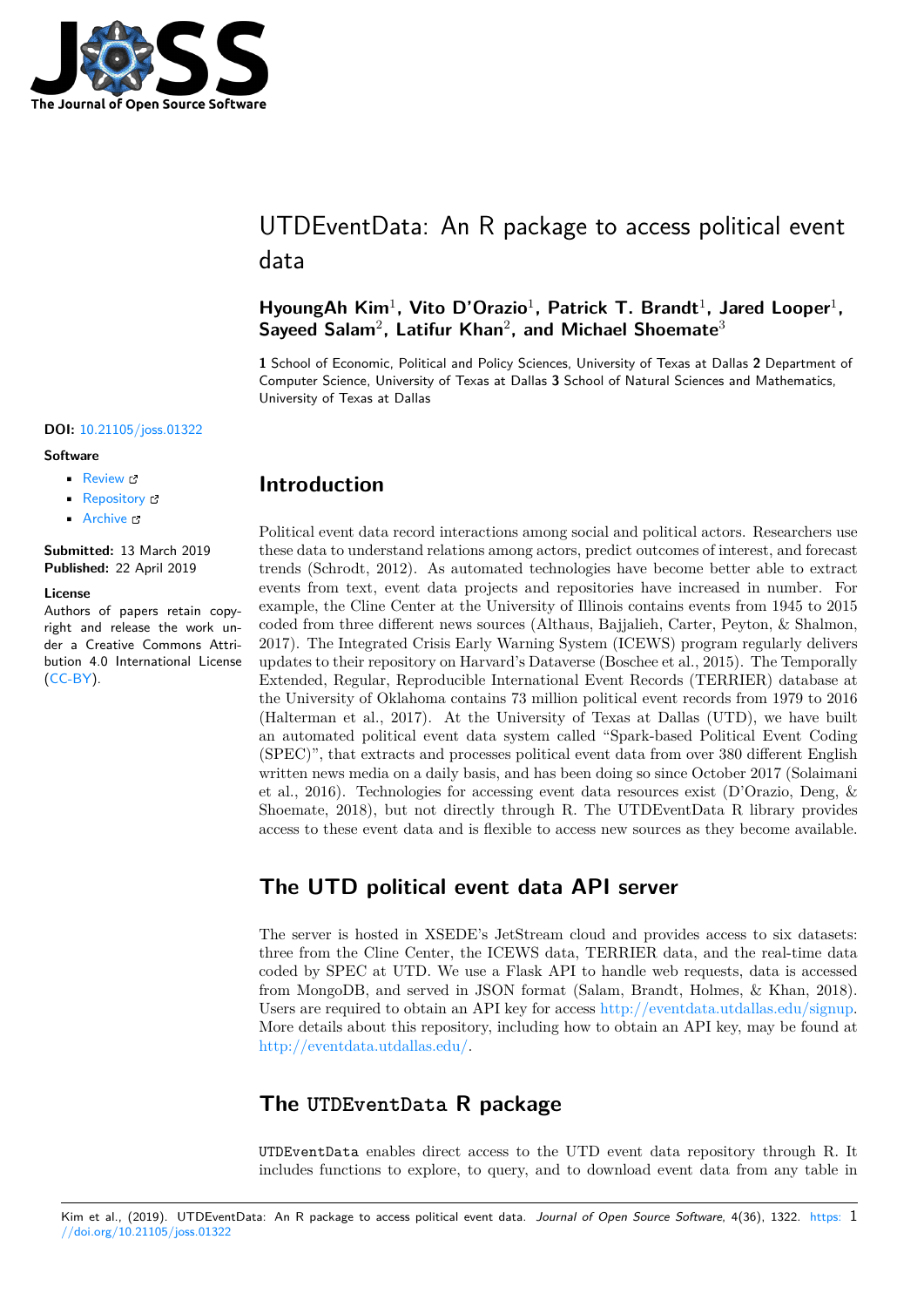# UTDEventData: An R package to access political event data

**HyoungAh Kim**[1], **Vito D'Orazio**[1], **Patrick T. Brandt**[1], **Jared Looper**[1], **Sayeed Salam**[2], **Latifur Khan**[2], **and Michael Shoemate**[3]

**1** School of Economic, Political and Policy Sciences, University of Texas at Dallas **2** Department of Computer Science, University of Texas at Dallas **3** School of Natural Sciences and Mathematics, University of Texas at Dallas

**DOI:** 10.21105/joss.01322

**Software**

- Review
- Repository
- Archive

**Submitted:** 13 March 2019
**Published:** 22 April 2019

**License**
Authors of papers retain copyright and release the work under a Creative Commons Attribution 4.0 International License (CC-BY).

## Introduction

Political event data record interactions among social and political actors. Researchers use these data to understand relations among actors, predict outcomes of interest, and forecast trends (Schrodt, 2012). As automated technologies have become better able to extract events from text, event data projects and repositories have increased in number. For example, the Cline Center at the University of Illinois contains events from 1945 to 2015 coded from three different news sources (Althaus, Bajjalieh, Carter, Peyton, & Shalmon, 2017). The Integrated Crisis Early Warning System (ICEWS) program regularly delivers updates to their repository on Harvard's Dataverse (Boschee et al., 2015). The Temporally Extended, Regular, Reproducible International Event Records (TERRIER) database at the University of Oklahoma contains 73 million political event records from 1979 to 2016 (Halterman et al., 2017). At the University of Texas at Dallas (UTD), we have built an automated political event data system called "Spark-based Political Event Coding (SPEC)", that extracts and processes political event data from over 380 different English written news media on a daily basis, and has been doing so since October 2017 (Solaimani et al., 2016). Technologies for accessing event data resources exist (D'Orazio, Deng, & Shoemate, 2018), but not directly through R. The UTDEventData R library provides access to these event data and is flexible to access new sources as they become available.

## The UTD political event data API server

The server is hosted in XSEDE's JetStream cloud and provides access to six datasets: three from the Cline Center, the ICEWS data, TERRIER data, and the real-time data coded by SPEC at UTD. We use a Flask API to handle web requests, data is accessed from MongoDB, and served in JSON format (Salam, Brandt, Holmes, & Khan, 2018). Users are required to obtain an API key for access http://eventdata.utdallas.edu/signup. More details about this repository, including how to obtain an API key, may be found at http://eventdata.utdallas.edu/.

## The `UTDEventData` R package

`UTDEventData` enables direct access to the UTD event data repository through R. It includes functions to explore, to query, and to download event data from any table in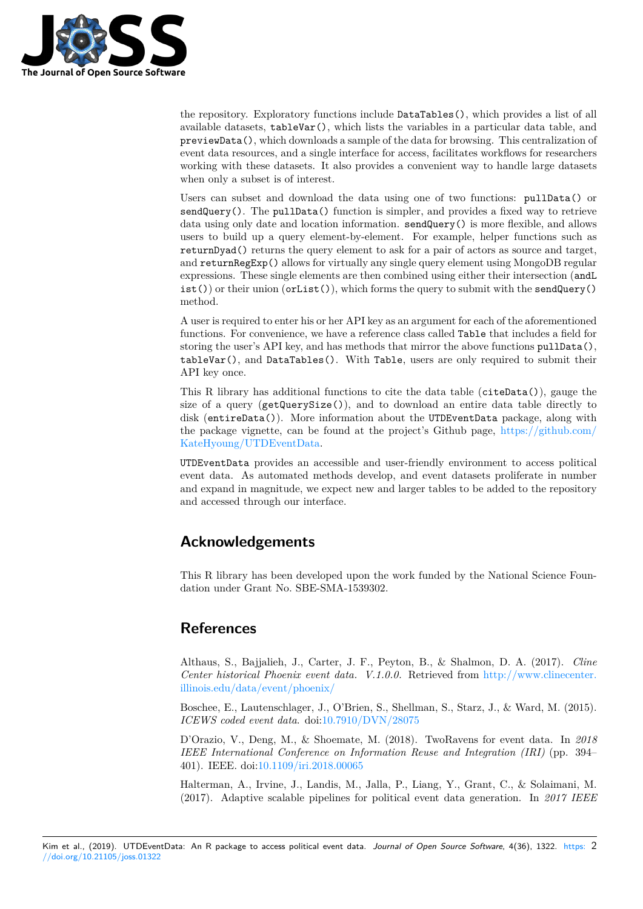the repository. Exploratory functions include `DataTables()`, which provides a list of all available datasets, `tableVar()`, which lists the variables in a particular data table, and `previewData()`, which downloads a sample of the data for browsing. This centralization of event data resources, and a single interface for access, facilitates workflows for researchers working with these datasets. It also provides a convenient way to handle large datasets when only a subset is of interest.

Users can subset and download the data using one of two functions: `pullData()` or `sendQuery()`. The `pullData()` function is simpler, and provides a fixed way to retrieve data using only date and location information. `sendQuery()` is more flexible, and allows users to build up a query element-by-element. For example, helper functions such as `returnDyad()` returns the query element to ask for a pair of actors as source and target, and `returnRegExp()` allows for virtually any single query element using MongoDB regular expressions. These single elements are then combined using either their intersection (`andList()`) or their union (`orList()`), which forms the query to submit with the `sendQuery()` method.

A user is required to enter his or her API key as an argument for each of the aforementioned functions. For convenience, we have a reference class called `Table` that includes a field for storing the user's API key, and has methods that mirror the above functions `pullData()`, `tableVar()`, and `DataTables()`. With `Table`, users are only required to submit their API key once.

This R library has additional functions to cite the data table (`citeData()`), gauge the size of a query (`getQuerySize()`), and to download an entire data table directly to disk (`entireData()`). More information about the `UTDEventData` package, along with the package vignette, can be found at the project's Github page, https://github.com/KateHyoung/UTDEventData.

`UTDEventData` provides an accessible and user-friendly environment to access political event data. As automated methods develop, and event datasets proliferate in number and expand in magnitude, we expect new and larger tables to be added to the repository and accessed through our interface.

## Acknowledgements

This R library has been developed upon the work funded by the National Science Foundation under Grant No. SBE-SMA-1539302.

## References

Althaus, S., Bajjalieh, J., Carter, J. F., Peyton, B., & Shalmon, D. A. (2017). *Cline Center historical Phoenix event data. V.1.0.0.* Retrieved from http://www.clinecenter.illinois.edu/data/event/phoenix/

Boschee, E., Lautenschlager, J., O'Brien, S., Shellman, S., Starz, J., & Ward, M. (2015). *ICEWS coded event data*. doi:10.7910/DVN/28075

D'Orazio, V., Deng, M., & Shoemate, M. (2018). TwoRavens for event data. In *2018 IEEE International Conference on Information Reuse and Integration (IRI)* (pp. 394–401). IEEE. doi:10.1109/iri.2018.00065

Halterman, A., Irvine, J., Landis, M., Jalla, P., Liang, Y., Grant, C., & Solaimani, M. (2017). Adaptive scalable pipelines for political event data generation. In *2017 IEEE*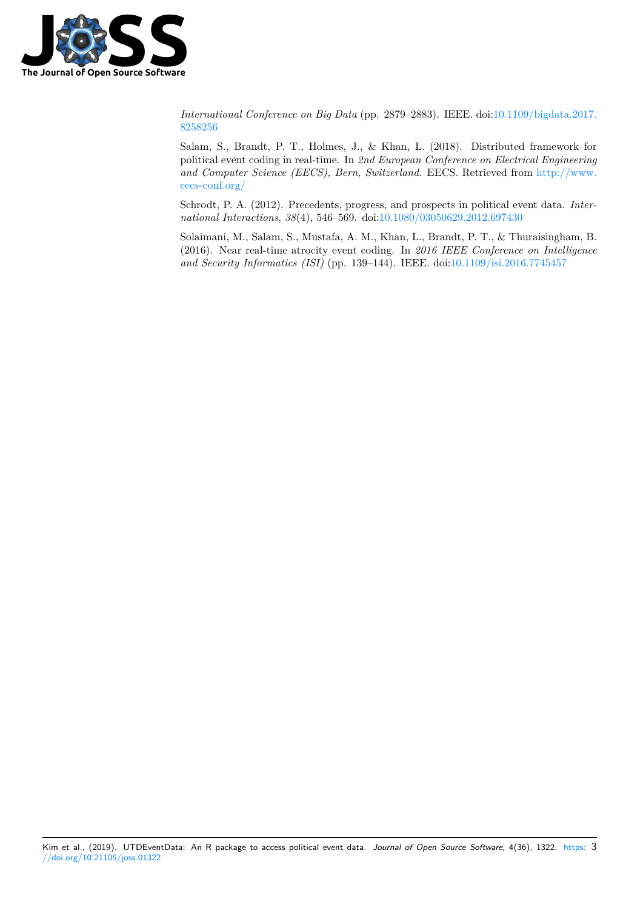*International Conference on Big Data* (pp. 2879–2883). IEEE. doi:10.1109/bigdata.2017.8258256

Salam, S., Brandt, P. T., Holmes, J., & Khan, L. (2018). Distributed framework for political event coding in real-time. In *2nd European Conference on Electrical Engineering and Computer Science (EECS), Bern, Switzerland*. EECS. Retrieved from http://www.eecs-conf.org/

Schrodt, P. A. (2012). Precedents, progress, and prospects in political event data. *International Interactions*, *38*(4), 546–569. doi:10.1080/03050629.2012.697430

Solaimani, M., Salam, S., Mustafa, A. M., Khan, L., Brandt, P. T., & Thuraisingham, B. (2016). Near real-time atrocity event coding. In *2016 IEEE Conference on Intelligence and Security Informatics (ISI)* (pp. 139–144). IEEE. doi:10.1109/isi.2016.7745457